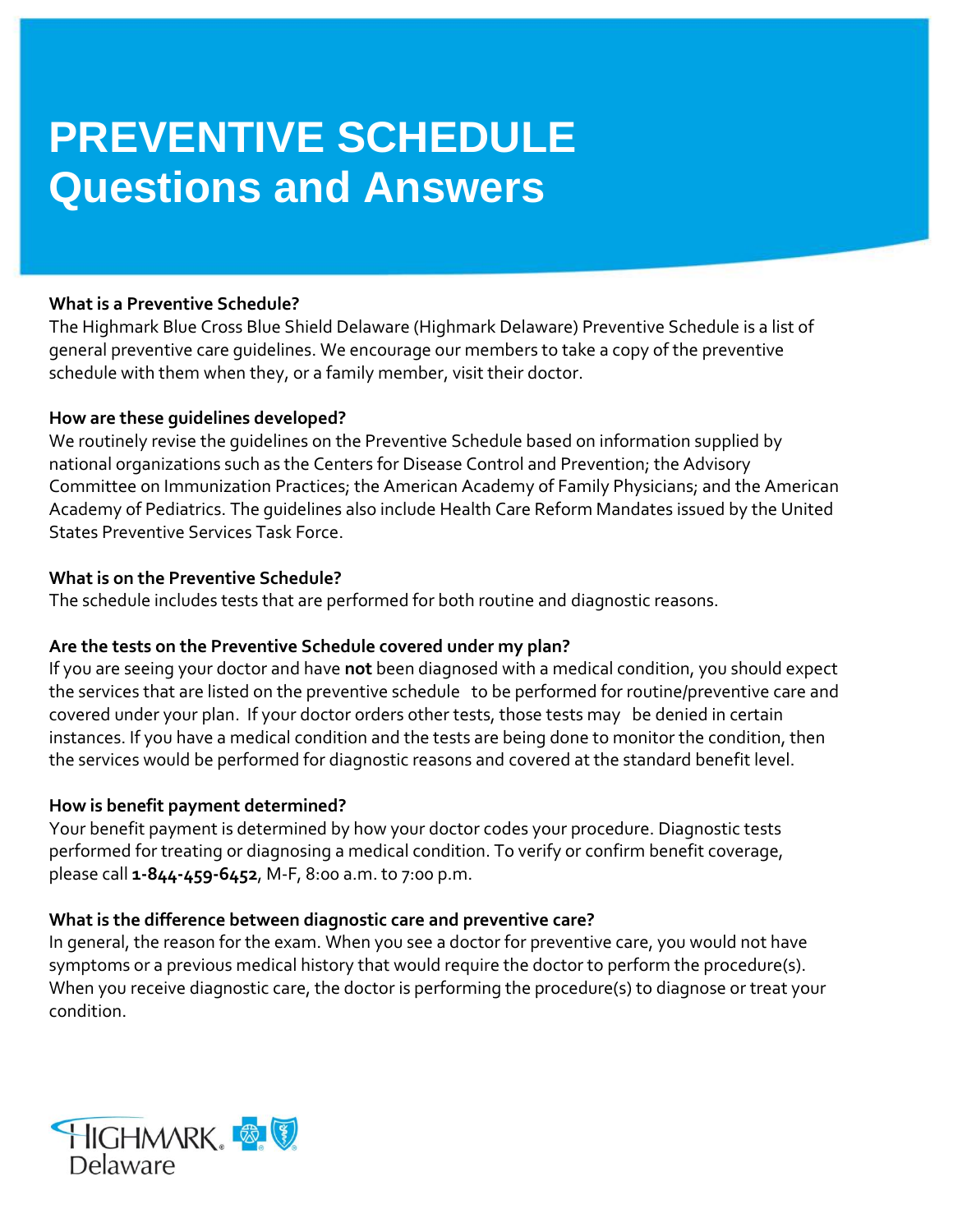# PREVENTIVE SCHEDULE
# Questions and Answers

**What is a Preventive Schedule?**

The Highmark Blue Cross Blue Shield Delaware (Highmark Delaware) Preventive Schedule is a list of general preventive care guidelines. We encourage our members to take a copy of the preventive schedule with them when they, or a family member, visit their doctor.

**How are these guidelines developed?**

We routinely revise the guidelines on the Preventive Schedule based on information supplied by national organizations such as the Centers for Disease Control and Prevention; the Advisory Committee on Immunization Practices; the American Academy of Family Physicians; and the American Academy of Pediatrics. The guidelines also include Health Care Reform Mandates issued by the United States Preventive Services Task Force.

**What is on the Preventive Schedule?**

The schedule includes tests that are performed for both routine and diagnostic reasons.

**Are the tests on the Preventive Schedule covered under my plan?**

If you are seeing your doctor and have **not** been diagnosed with a medical condition, you should expect the services that are listed on the preventive schedule to be performed for routine/preventive care and covered under your plan. If your doctor orders other tests, those tests may be denied in certain instances. If you have a medical condition and the tests are being done to monitor the condition, then the services would be performed for diagnostic reasons and covered at the standard benefit level.

**How is benefit payment determined?**

Your benefit payment is determined by how your doctor codes your procedure. Diagnostic tests performed for treating or diagnosing a medical condition. To verify or confirm benefit coverage, please call **1-844-459-6452**, M-F, 8:00 a.m. to 7:00 p.m.

**What is the difference between diagnostic care and preventive care?**

In general, the reason for the exam. When you see a doctor for preventive care, you would not have symptoms or a previous medical history that would require the doctor to perform the procedure(s). When you receive diagnostic care, the doctor is performing the procedure(s) to diagnose or treat your condition.

HIGHMARK Delaware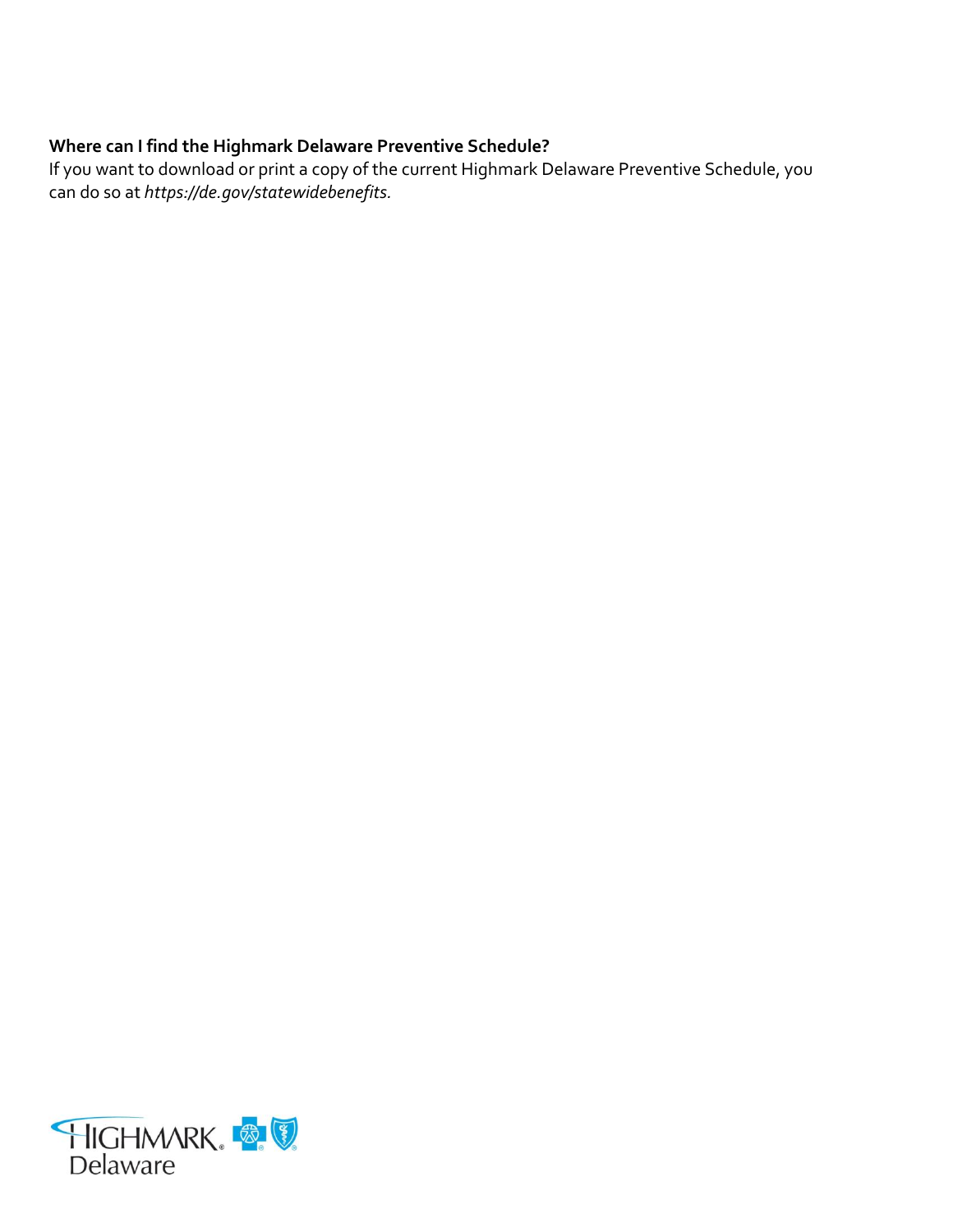**Where can I find the Highmark Delaware Preventive Schedule?**

If you want to download or print a copy of the current Highmark Delaware Preventive Schedule, you can do so at *https://de.gov/statewidebenefits.*